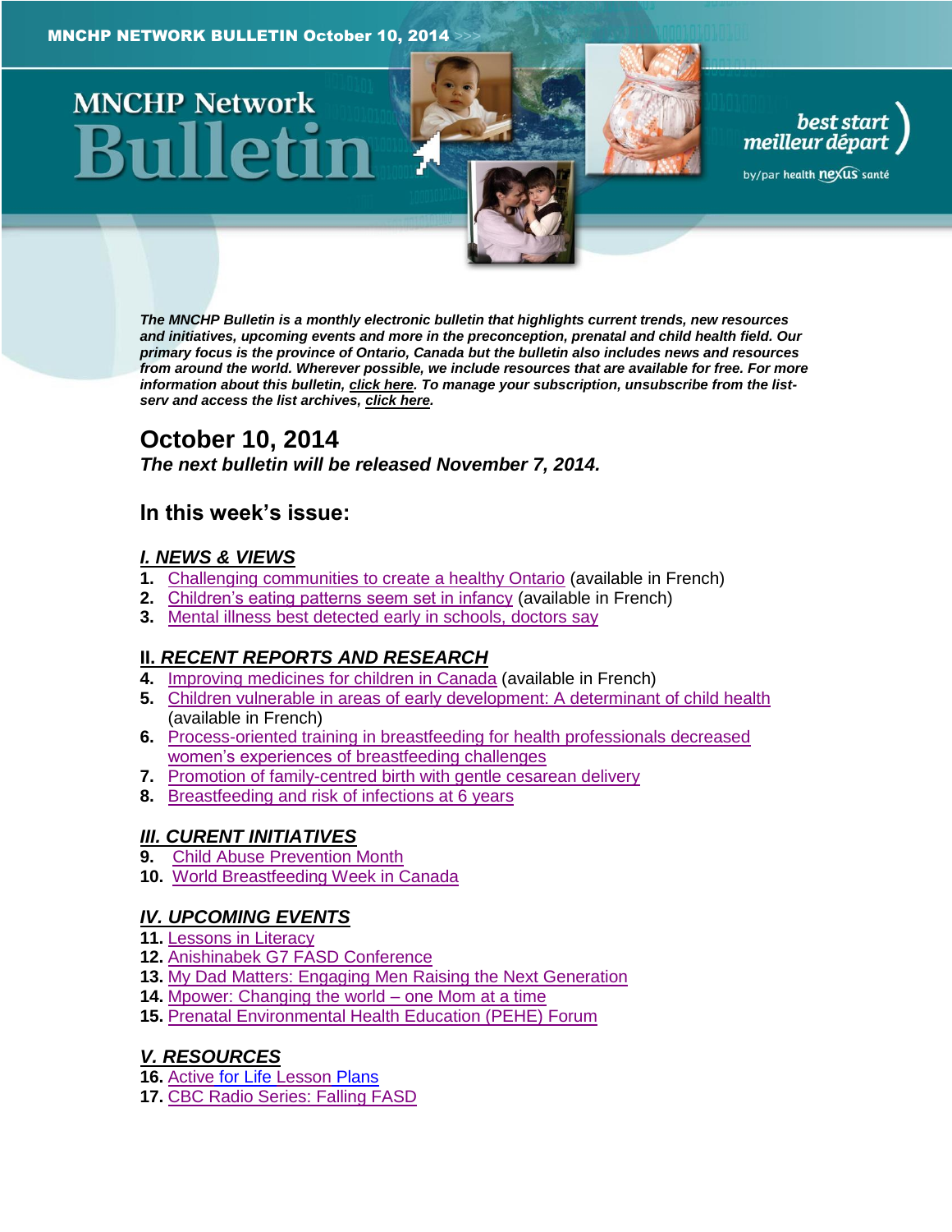MNCHP NETWORK BULLETIN October 10, 2014

# MNCHP Network Bulletin

best start / meilleur départ by/par health nexus santé

***The MNCHP Bulletin is a monthly electronic bulletin that highlights current trends, new resources and initiatives, upcoming events and more in the preconception, prenatal and child health field. Our primary focus is the province of Ontario, Canada but the bulletin also includes news and resources from around the world. Wherever possible, we include resources that are available for free. For more information about this bulletin, click here. To manage your subscription, unsubscribe from the list-serv and access the list archives, click here.***

## October 10, 2014

***The next bulletin will be released November 7, 2014.***

## In this week's issue:

### *I. NEWS & VIEWS*

1. Challenging communities to create a healthy Ontario (available in French)
2. Children's eating patterns seem set in infancy (available in French)
3. Mental illness best detected early in schools, doctors say

### *II. RECENT REPORTS AND RESEARCH*

4. Improving medicines for children in Canada (available in French)
5. Children vulnerable in areas of early development: A determinant of child health (available in French)
6. Process-oriented training in breastfeeding for health professionals decreased women's experiences of breastfeeding challenges
7. Promotion of family-centred birth with gentle cesarean delivery
8. Breastfeeding and risk of infections at 6 years

### *III. CURENT INITIATIVES*

9. Child Abuse Prevention Month
10. World Breastfeeding Week in Canada

### *IV. UPCOMING EVENTS*

11. Lessons in Literacy
12. Anishinabek G7 FASD Conference
13. My Dad Matters: Engaging Men Raising the Next Generation
14. Mpower: Changing the world – one Mom at a time
15. Prenatal Environmental Health Education (PEHE) Forum

### *V. RESOURCES*

16. Active for Life Lesson Plans
17. CBC Radio Series: Falling FASD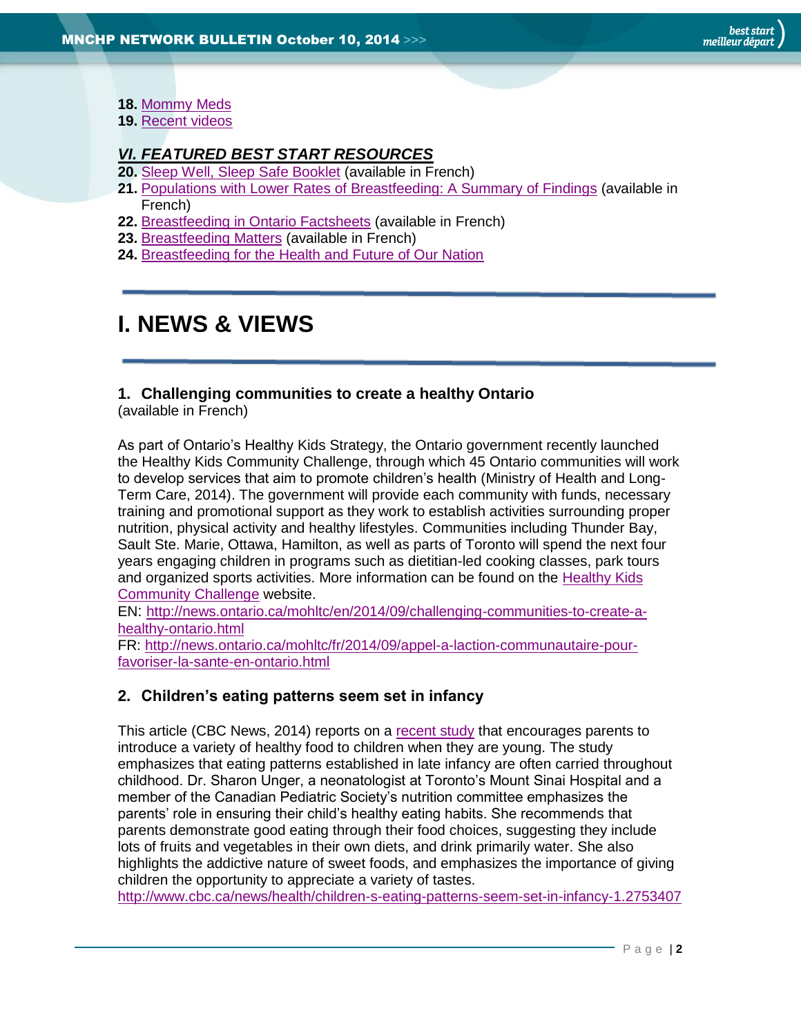**18.** Mommy Meds
**19.** Recent videos

***VI. FEATURED BEST START RESOURCES***

**20.** Sleep Well, Sleep Safe Booklet (available in French)
**21.** Populations with Lower Rates of Breastfeeding: A Summary of Findings (available in French)
**22.** Breastfeeding in Ontario Factsheets (available in French)
**23.** Breastfeeding Matters (available in French)
**24.** Breastfeeding for the Health and Future of Our Nation

# I. NEWS & VIEWS

### 1. Challenging communities to create a healthy Ontario

(available in French)

As part of Ontario's Healthy Kids Strategy, the Ontario government recently launched the Healthy Kids Community Challenge, through which 45 Ontario communities will work to develop services that aim to promote children's health (Ministry of Health and Long-Term Care, 2014). The government will provide each community with funds, necessary training and promotional support as they work to establish activities surrounding proper nutrition, physical activity and healthy lifestyles. Communities including Thunder Bay, Sault Ste. Marie, Ottawa, Hamilton, as well as parts of Toronto will spend the next four years engaging children in programs such as dietitian-led cooking classes, park tours and organized sports activities. More information can be found on the Healthy Kids Community Challenge website.
EN: http://news.ontario.ca/mohltc/en/2014/09/challenging-communities-to-create-a-healthy-ontario.html
FR: http://news.ontario.ca/mohltc/fr/2014/09/appel-a-laction-communautaire-pour-favoriser-la-sante-en-ontario.html

### 2. Children's eating patterns seem set in infancy

This article (CBC News, 2014) reports on a recent study that encourages parents to introduce a variety of healthy food to children when they are young. The study emphasizes that eating patterns established in late infancy are often carried throughout childhood. Dr. Sharon Unger, a neonatologist at Toronto's Mount Sinai Hospital and a member of the Canadian Pediatric Society's nutrition committee emphasizes the parents' role in ensuring their child's healthy eating habits. She recommends that parents demonstrate good eating through their food choices, suggesting they include lots of fruits and vegetables in their own diets, and drink primarily water. She also highlights the addictive nature of sweet foods, and emphasizes the importance of giving children the opportunity to appreciate a variety of tastes.
http://www.cbc.ca/news/health/children-s-eating-patterns-seem-set-in-infancy-1.2753407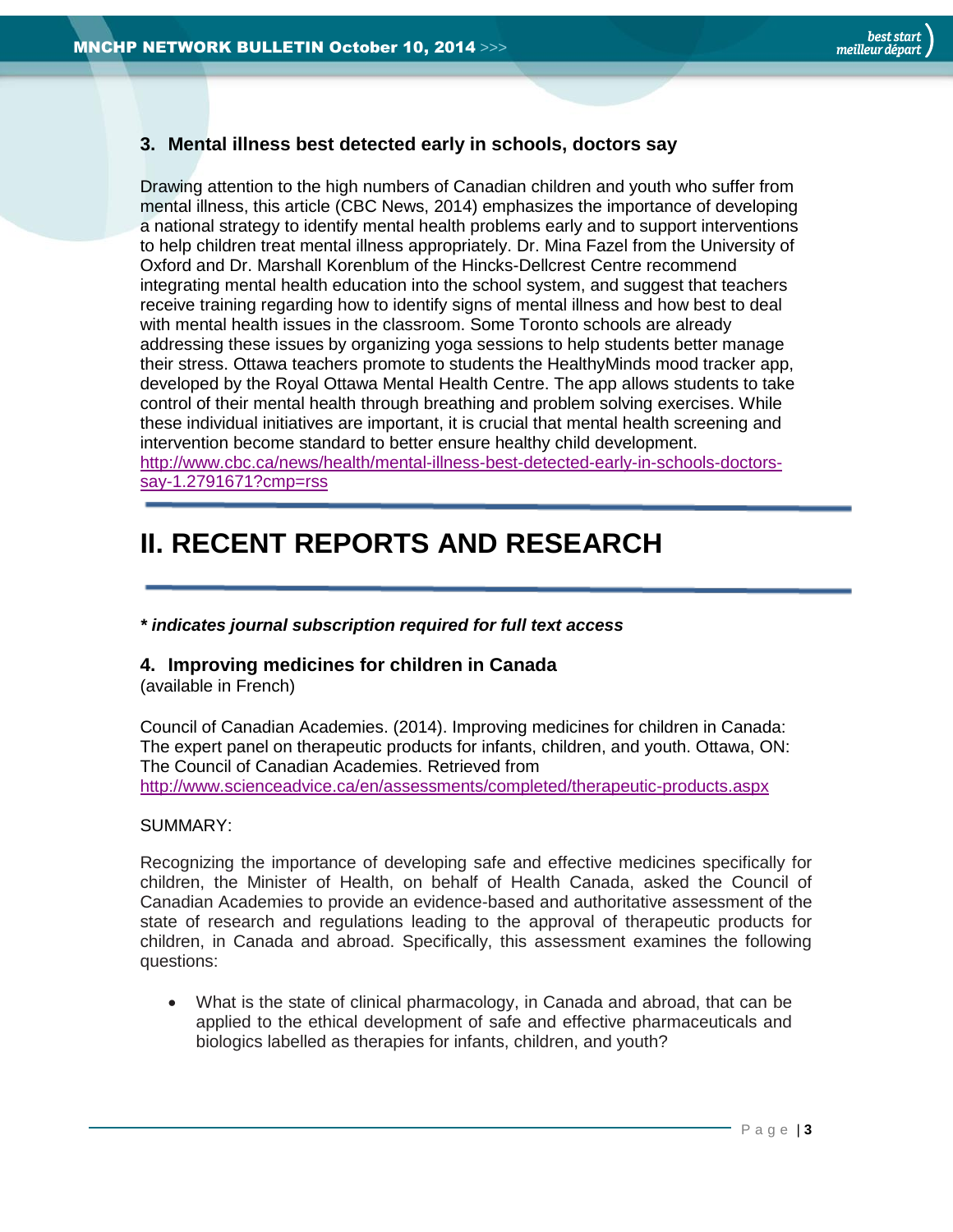### 3. Mental illness best detected early in schools, doctors say

Drawing attention to the high numbers of Canadian children and youth who suffer from mental illness, this article (CBC News, 2014) emphasizes the importance of developing a national strategy to identify mental health problems early and to support interventions to help children treat mental illness appropriately. Dr. Mina Fazel from the University of Oxford and Dr. Marshall Korenblum of the Hincks-Dellcrest Centre recommend integrating mental health education into the school system, and suggest that teachers receive training regarding how to identify signs of mental illness and how best to deal with mental health issues in the classroom. Some Toronto schools are already addressing these issues by organizing yoga sessions to help students better manage their stress. Ottawa teachers promote to students the HealthyMinds mood tracker app, developed by the Royal Ottawa Mental Health Centre. The app allows students to take control of their mental health through breathing and problem solving exercises. While these individual initiatives are important, it is crucial that mental health screening and intervention become standard to better ensure healthy child development.
http://www.cbc.ca/news/health/mental-illness-best-detected-early-in-schools-doctors-say-1.2791671?cmp=rss

# II. RECENT REPORTS AND RESEARCH

***** *indicates journal subscription required for full text access***

### 4. Improving medicines for children in Canada

(available in French)

Council of Canadian Academies. (2014). Improving medicines for children in Canada: The expert panel on therapeutic products for infants, children, and youth. Ottawa, ON: The Council of Canadian Academies. Retrieved from
http://www.scienceadvice.ca/en/assessments/completed/therapeutic-products.aspx

SUMMARY:

Recognizing the importance of developing safe and effective medicines specifically for children, the Minister of Health, on behalf of Health Canada, asked the Council of Canadian Academies to provide an evidence-based and authoritative assessment of the state of research and regulations leading to the approval of therapeutic products for children, in Canada and abroad. Specifically, this assessment examines the following questions:

- What is the state of clinical pharmacology, in Canada and abroad, that can be applied to the ethical development of safe and effective pharmaceuticals and biologics labelled as therapies for infants, children, and youth?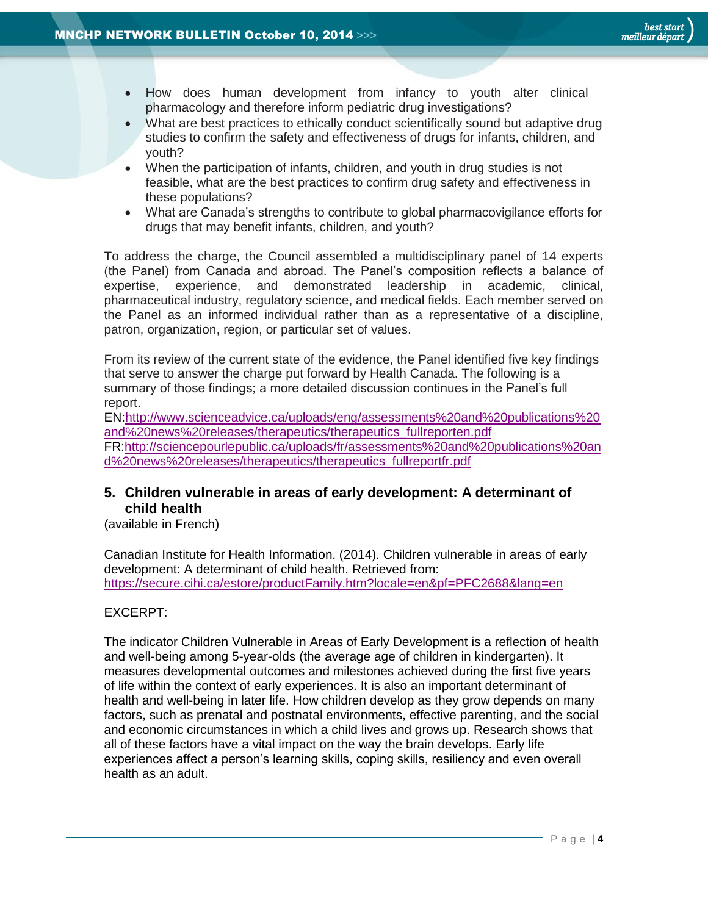- How does human development from infancy to youth alter clinical pharmacology and therefore inform pediatric drug investigations?
- What are best practices to ethically conduct scientifically sound but adaptive drug studies to confirm the safety and effectiveness of drugs for infants, children, and youth?
- When the participation of infants, children, and youth in drug studies is not feasible, what are the best practices to confirm drug safety and effectiveness in these populations?
- What are Canada's strengths to contribute to global pharmacovigilance efforts for drugs that may benefit infants, children, and youth?

To address the charge, the Council assembled a multidisciplinary panel of 14 experts (the Panel) from Canada and abroad. The Panel's composition reflects a balance of expertise, experience, and demonstrated leadership in academic, clinical, pharmaceutical industry, regulatory science, and medical fields. Each member served on the Panel as an informed individual rather than as a representative of a discipline, patron, organization, region, or particular set of values.

From its review of the current state of the evidence, the Panel identified five key findings that serve to answer the charge put forward by Health Canada. The following is a summary of those findings; a more detailed discussion continues in the Panel's full report.
EN:http://www.scienceadvice.ca/uploads/eng/assessments%20and%20publications%20and%20news%20releases/therapeutics/therapeutics_fullreporten.pdf
FR:http://sciencepourlepublic.ca/uploads/fr/assessments%20and%20publications%20and%20news%20releases/therapeutics/therapeutics_fullreportfr.pdf

### 5. Children vulnerable in areas of early development: A determinant of child health

(available in French)

Canadian Institute for Health Information. (2014). Children vulnerable in areas of early development: A determinant of child health. Retrieved from: https://secure.cihi.ca/estore/productFamily.htm?locale=en&pf=PFC2688&lang=en

EXCERPT:

The indicator Children Vulnerable in Areas of Early Development is a reflection of health and well-being among 5-year-olds (the average age of children in kindergarten). It measures developmental outcomes and milestones achieved during the first five years of life within the context of early experiences. It is also an important determinant of health and well-being in later life. How children develop as they grow depends on many factors, such as prenatal and postnatal environments, effective parenting, and the social and economic circumstances in which a child lives and grows up. Research shows that all of these factors have a vital impact on the way the brain develops. Early life experiences affect a person's learning skills, coping skills, resiliency and even overall health as an adult.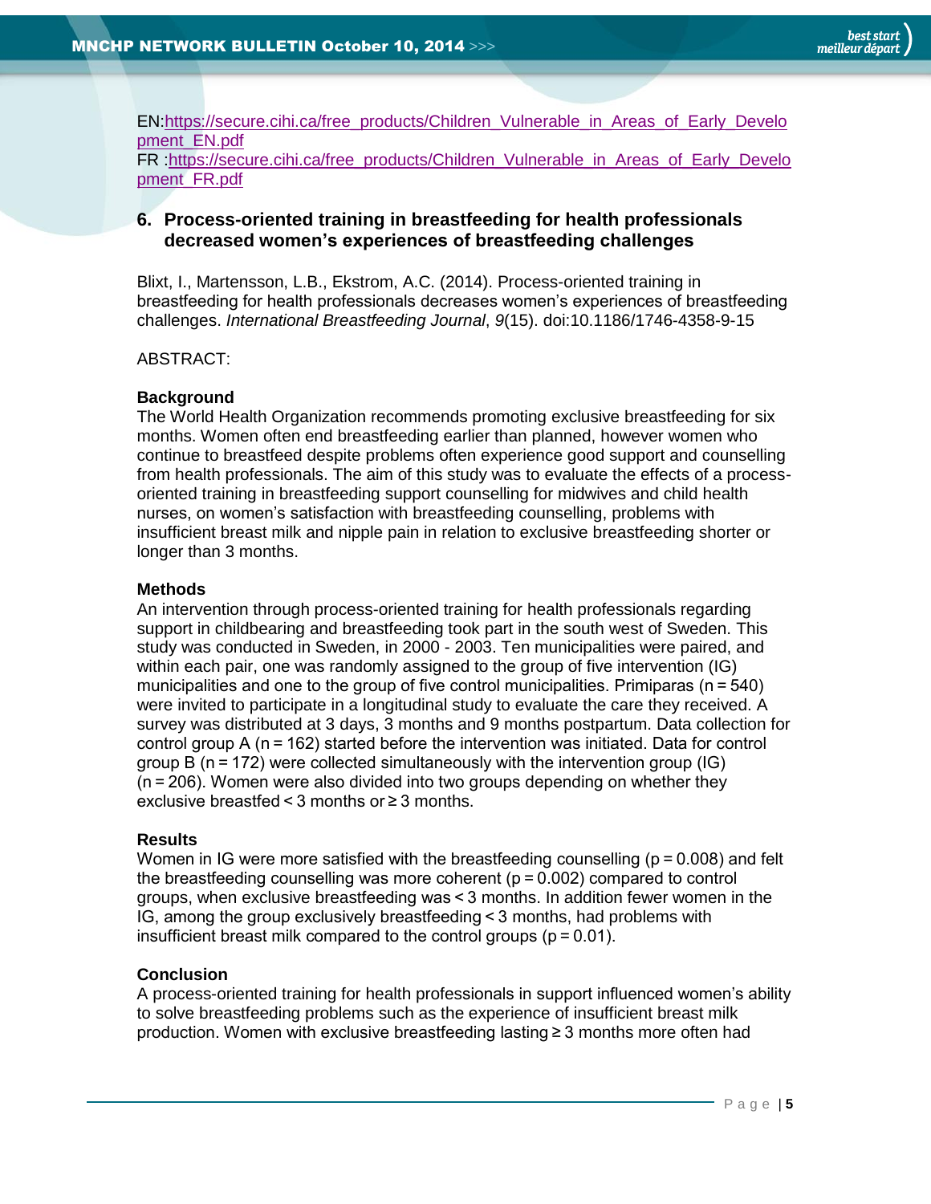EN:https://secure.cihi.ca/free_products/Children_Vulnerable_in_Areas_of_Early_Development_EN.pdf
FR :https://secure.cihi.ca/free_products/Children_Vulnerable_in_Areas_of_Early_Development_FR.pdf

## 6. Process-oriented training in breastfeeding for health professionals decreased women's experiences of breastfeeding challenges

Blixt, I., Martensson, L.B., Ekstrom, A.C. (2014). Process-oriented training in breastfeeding for health professionals decreases women's experiences of breastfeeding challenges. *International Breastfeeding Journal*, *9*(15). doi:10.1186/1746-4358-9-15

ABSTRACT:

**Background**
The World Health Organization recommends promoting exclusive breastfeeding for six months. Women often end breastfeeding earlier than planned, however women who continue to breastfeed despite problems often experience good support and counselling from health professionals. The aim of this study was to evaluate the effects of a process-oriented training in breastfeeding support counselling for midwives and child health nurses, on women's satisfaction with breastfeeding counselling, problems with insufficient breast milk and nipple pain in relation to exclusive breastfeeding shorter or longer than 3 months.

**Methods**
An intervention through process-oriented training for health professionals regarding support in childbearing and breastfeeding took part in the south west of Sweden. This study was conducted in Sweden, in 2000 - 2003. Ten municipalities were paired, and within each pair, one was randomly assigned to the group of five intervention (IG) municipalities and one to the group of five control municipalities. Primiparas ($n = 540$) were invited to participate in a longitudinal study to evaluate the care they received. A survey was distributed at 3 days, 3 months and 9 months postpartum. Data collection for control group A ($n = 162$) started before the intervention was initiated. Data for control group B ($n = 172$) were collected simultaneously with the intervention group (IG) ($n = 206$). Women were also divided into two groups depending on whether they exclusive breastfed < 3 months or ≥ 3 months.

**Results**
Women in IG were more satisfied with the breastfeeding counselling ($p = 0.008$) and felt the breastfeeding counselling was more coherent ($p = 0.002$) compared to control groups, when exclusive breastfeeding was < 3 months. In addition fewer women in the IG, among the group exclusively breastfeeding < 3 months, had problems with insufficient breast milk compared to the control groups ($p = 0.01$).

**Conclusion**
A process-oriented training for health professionals in support influenced women's ability to solve breastfeeding problems such as the experience of insufficient breast milk production. Women with exclusive breastfeeding lasting ≥ 3 months more often had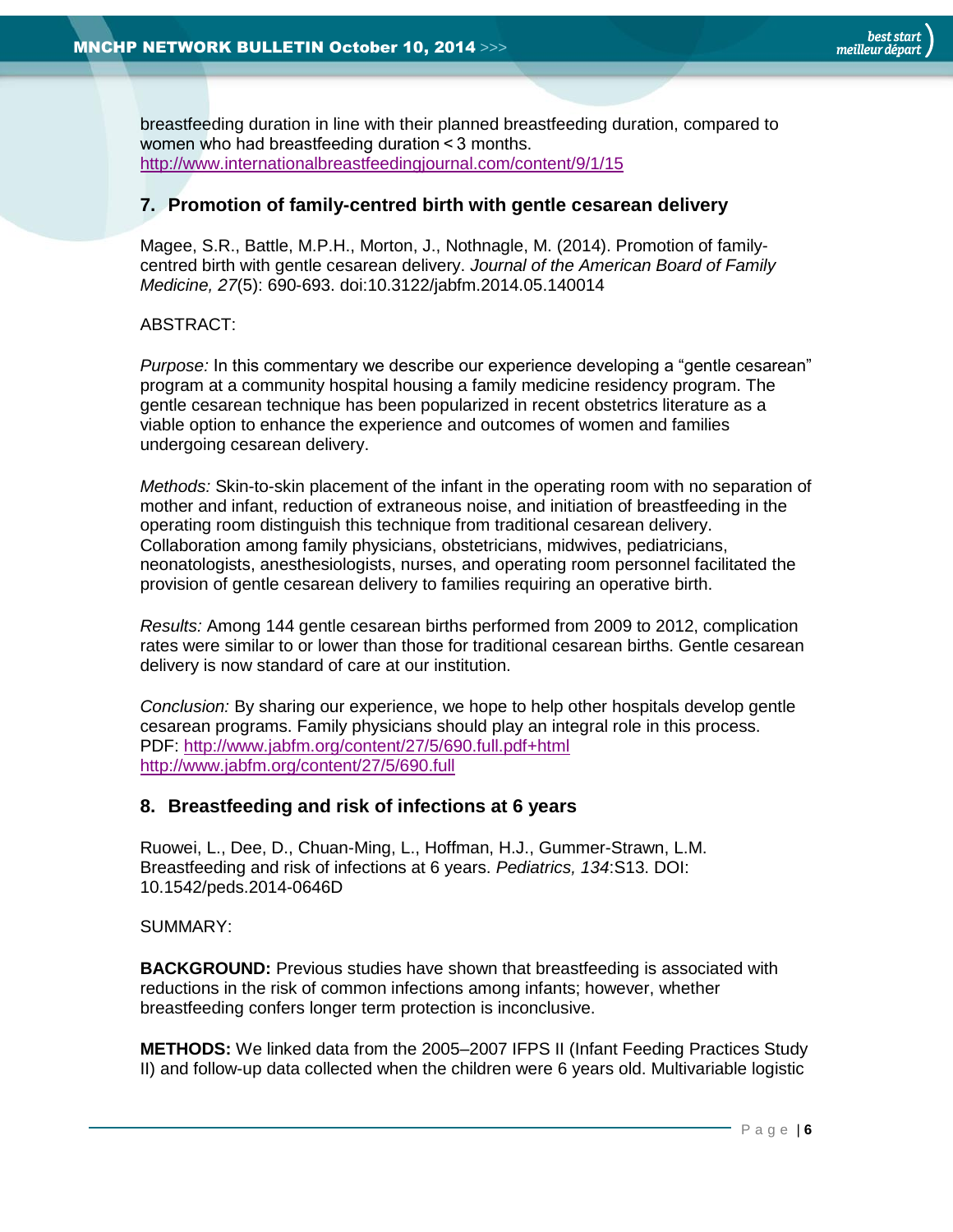breastfeeding duration in line with their planned breastfeeding duration, compared to women who had breastfeeding duration < 3 months.
http://www.internationalbreastfeedingjournal.com/content/9/1/15

## 7. Promotion of family-centred birth with gentle cesarean delivery

Magee, S.R., Battle, M.P.H., Morton, J., Nothnagle, M. (2014). Promotion of family-centred birth with gentle cesarean delivery. *Journal of the American Board of Family Medicine, 27*(5): 690-693. doi:10.3122/jabfm.2014.05.140014

ABSTRACT:

*Purpose:* In this commentary we describe our experience developing a "gentle cesarean" program at a community hospital housing a family medicine residency program. The gentle cesarean technique has been popularized in recent obstetrics literature as a viable option to enhance the experience and outcomes of women and families undergoing cesarean delivery.

*Methods:* Skin-to-skin placement of the infant in the operating room with no separation of mother and infant, reduction of extraneous noise, and initiation of breastfeeding in the operating room distinguish this technique from traditional cesarean delivery. Collaboration among family physicians, obstetricians, midwives, pediatricians, neonatologists, anesthesiologists, nurses, and operating room personnel facilitated the provision of gentle cesarean delivery to families requiring an operative birth.

*Results:* Among 144 gentle cesarean births performed from 2009 to 2012, complication rates were similar to or lower than those for traditional cesarean births. Gentle cesarean delivery is now standard of care at our institution.

*Conclusion:* By sharing our experience, we hope to help other hospitals develop gentle cesarean programs. Family physicians should play an integral role in this process.
PDF: http://www.jabfm.org/content/27/5/690.full.pdf+html
http://www.jabfm.org/content/27/5/690.full

## 8. Breastfeeding and risk of infections at 6 years

Ruowei, L., Dee, D., Chuan-Ming, L., Hoffman, H.J., Gummer-Strawn, L.M. Breastfeeding and risk of infections at 6 years. *Pediatrics, 134*:S13. DOI: 10.1542/peds.2014-0646D

SUMMARY:

**BACKGROUND:** Previous studies have shown that breastfeeding is associated with reductions in the risk of common infections among infants; however, whether breastfeeding confers longer term protection is inconclusive.

**METHODS:** We linked data from the 2005–2007 IFPS II (Infant Feeding Practices Study II) and follow-up data collected when the children were 6 years old. Multivariable logistic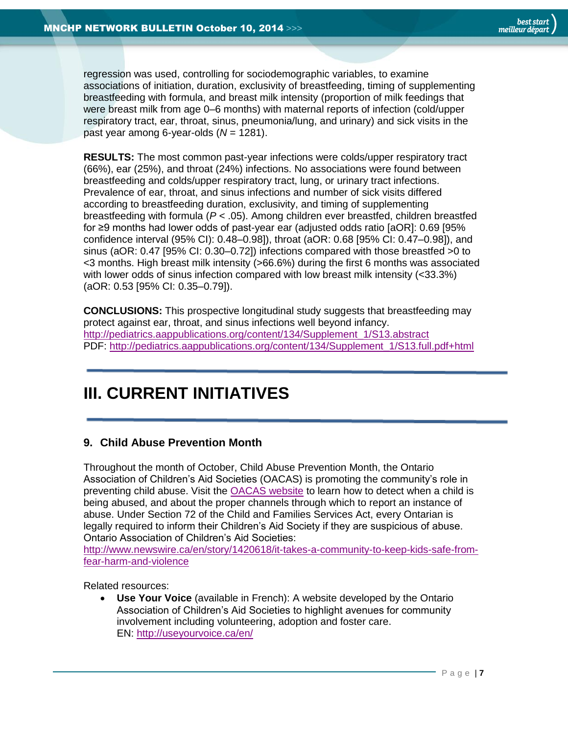regression was used, controlling for sociodemographic variables, to examine associations of initiation, duration, exclusivity of breastfeeding, timing of supplementing breastfeeding with formula, and breast milk intensity (proportion of milk feedings that were breast milk from age 0–6 months) with maternal reports of infection (cold/upper respiratory tract, ear, throat, sinus, pneumonia/lung, and urinary) and sick visits in the past year among 6-year-olds ($N$ = 1281).

**RESULTS:** The most common past-year infections were colds/upper respiratory tract (66%), ear (25%), and throat (24%) infections. No associations were found between breastfeeding and colds/upper respiratory tract, lung, or urinary tract infections. Prevalence of ear, throat, and sinus infections and number of sick visits differed according to breastfeeding duration, exclusivity, and timing of supplementing breastfeeding with formula ($P < .05$). Among children ever breastfed, children breastfed for ≥9 months had lower odds of past-year ear (adjusted odds ratio [aOR]: 0.69 [95% confidence interval (95% CI): 0.48–0.98]), throat (aOR: 0.68 [95% CI: 0.47–0.98]), and sinus (aOR: 0.47 [95% CI: 0.30–0.72]) infections compared with those breastfed >0 to <3 months. High breast milk intensity (>66.6%) during the first 6 months was associated with lower odds of sinus infection compared with low breast milk intensity (<33.3%) (aOR: 0.53 [95% CI: 0.35–0.79]).

**CONCLUSIONS:** This prospective longitudinal study suggests that breastfeeding may protect against ear, throat, and sinus infections well beyond infancy.
http://pediatrics.aappublications.org/content/134/Supplement_1/S13.abstract
PDF: http://pediatrics.aappublications.org/content/134/Supplement_1/S13.full.pdf+html

# III. CURRENT INITIATIVES

### 9. Child Abuse Prevention Month

Throughout the month of October, Child Abuse Prevention Month, the Ontario Association of Children's Aid Societies (OACAS) is promoting the community's role in preventing child abuse. Visit the OACAS website to learn how to detect when a child is being abused, and about the proper channels through which to report an instance of abuse. Under Section 72 of the Child and Families Services Act, every Ontarian is legally required to inform their Children's Aid Society if they are suspicious of abuse.
Ontario Association of Children's Aid Societies:
http://www.newswire.ca/en/story/1420618/it-takes-a-community-to-keep-kids-safe-from-fear-harm-and-violence

Related resources:

- **Use Your Voice** (available in French): A website developed by the Ontario Association of Children's Aid Societies to highlight avenues for community involvement including volunteering, adoption and foster care.
  EN: http://useyourvoice.ca/en/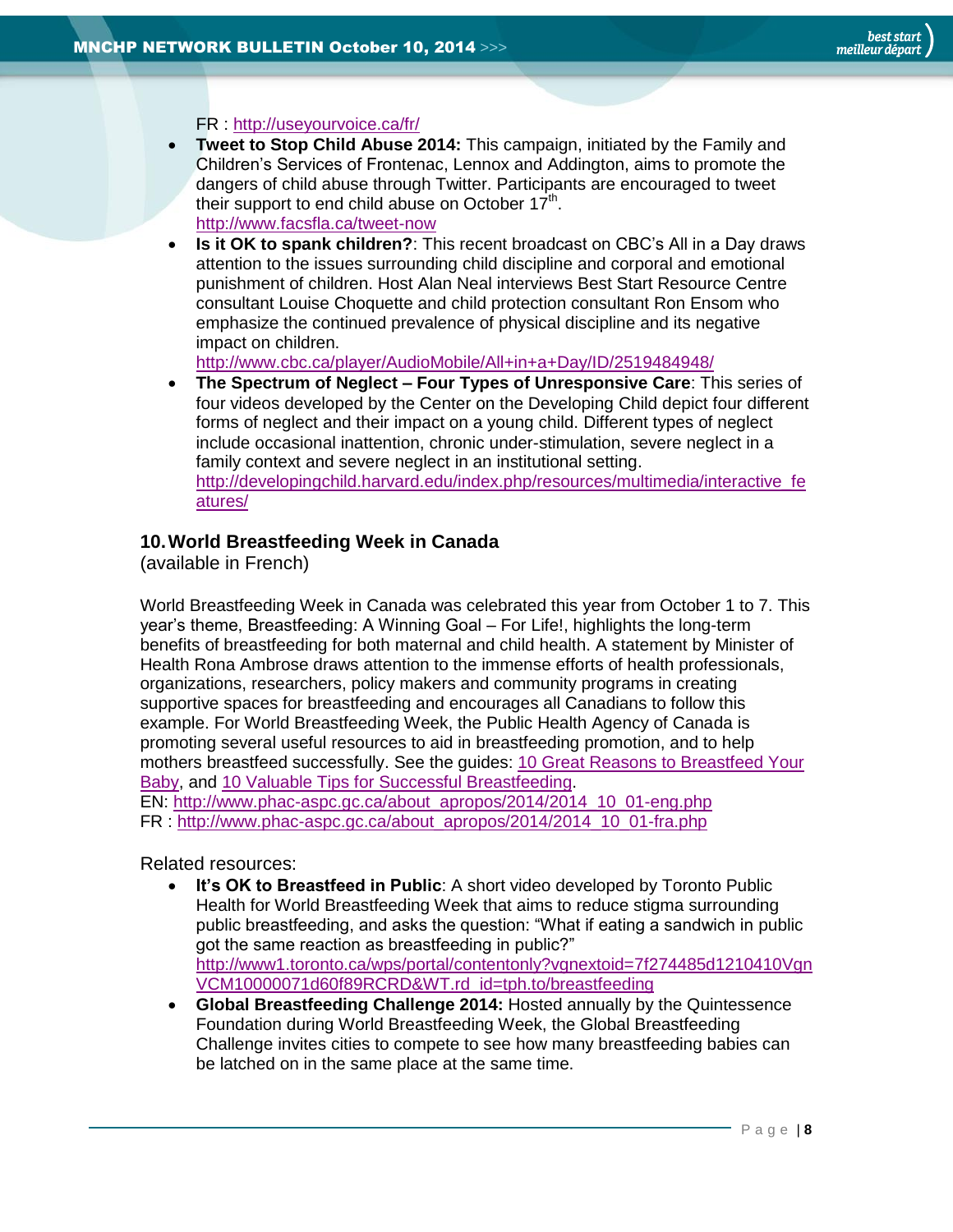FR : http://useyourvoice.ca/fr/

- **Tweet to Stop Child Abuse 2014:** This campaign, initiated by the Family and Children's Services of Frontenac, Lennox and Addington, aims to promote the dangers of child abuse through Twitter. Participants are encouraged to tweet their support to end child abuse on October 17th.
  http://www.facsfla.ca/tweet-now
- **Is it OK to spank children?**: This recent broadcast on CBC's All in a Day draws attention to the issues surrounding child discipline and corporal and emotional punishment of children. Host Alan Neal interviews Best Start Resource Centre consultant Louise Choquette and child protection consultant Ron Ensom who emphasize the continued prevalence of physical discipline and its negative impact on children.
  http://www.cbc.ca/player/AudioMobile/All+in+a+Day/ID/2519484948/
- **The Spectrum of Neglect – Four Types of Unresponsive Care**: This series of four videos developed by the Center on the Developing Child depict four different forms of neglect and their impact on a young child. Different types of neglect include occasional inattention, chronic under-stimulation, severe neglect in a family context and severe neglect in an institutional setting.
  http://developingchild.harvard.edu/index.php/resources/multimedia/interactive_features/

## 10. World Breastfeeding Week in Canada

(available in French)

World Breastfeeding Week in Canada was celebrated this year from October 1 to 7. This year's theme, Breastfeeding: A Winning Goal – For Life!, highlights the long-term benefits of breastfeeding for both maternal and child health. A statement by Minister of Health Rona Ambrose draws attention to the immense efforts of health professionals, organizations, researchers, policy makers and community programs in creating supportive spaces for breastfeeding and encourages all Canadians to follow this example. For World Breastfeeding Week, the Public Health Agency of Canada is promoting several useful resources to aid in breastfeeding promotion, and to help mothers breastfeed successfully. See the guides: 10 Great Reasons to Breastfeed Your Baby, and 10 Valuable Tips for Successful Breastfeeding.
EN: http://www.phac-aspc.gc.ca/about_apropos/2014/2014_10_01-eng.php
FR : http://www.phac-aspc.gc.ca/about_apropos/2014/2014_10_01-fra.php

Related resources:

- **It's OK to Breastfeed in Public**: A short video developed by Toronto Public Health for World Breastfeeding Week that aims to reduce stigma surrounding public breastfeeding, and asks the question: "What if eating a sandwich in public got the same reaction as breastfeeding in public?"
  http://www1.toronto.ca/wps/portal/contentonly?vgnextoid=7f274485d1210410VgnVCM10000071d60f89RCRD&WT.rd_id=tph.to/breastfeeding
- **Global Breastfeeding Challenge 2014:** Hosted annually by the Quintessence Foundation during World Breastfeeding Week, the Global Breastfeeding Challenge invites cities to compete to see how many breastfeeding babies can be latched on in the same place at the same time.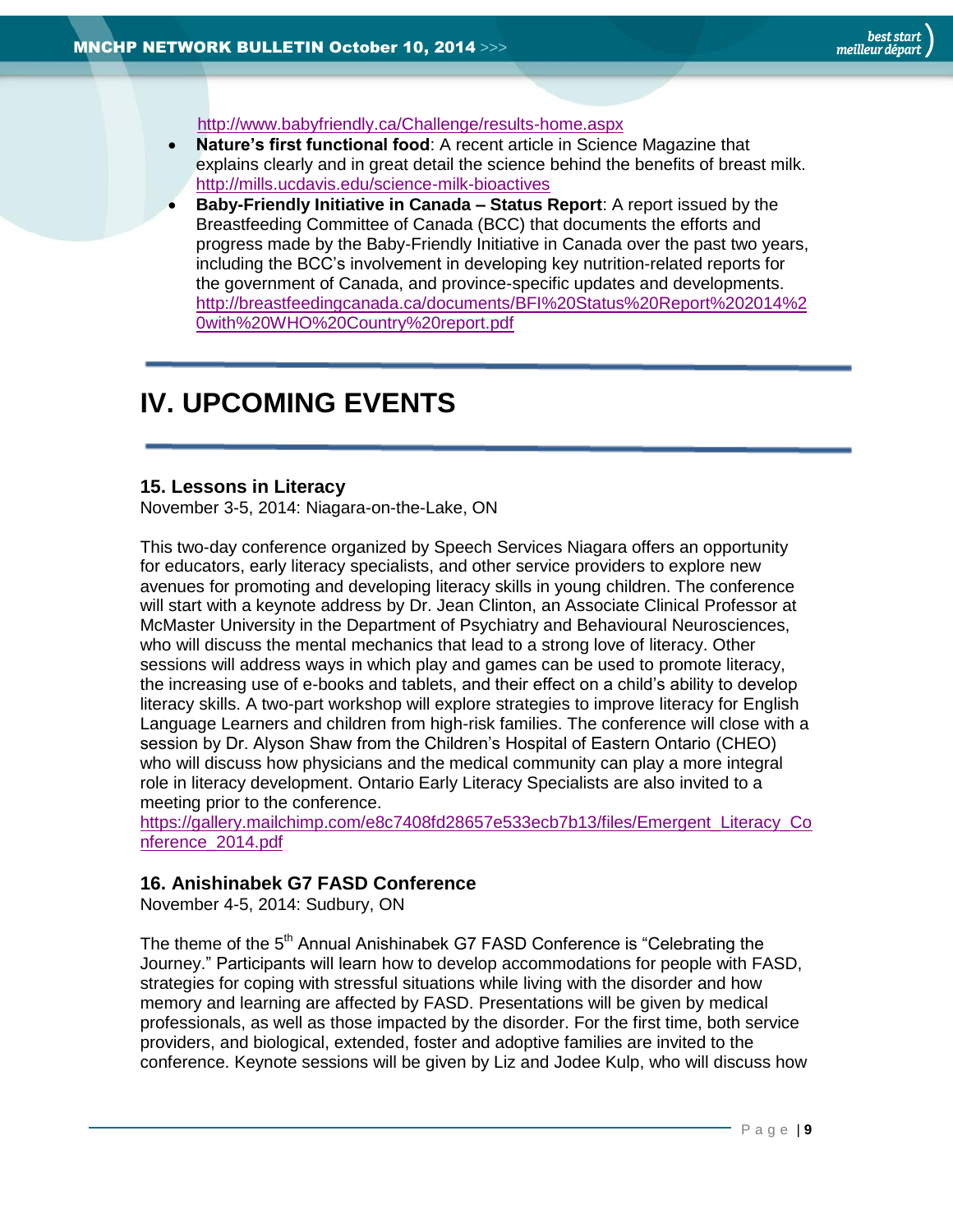http://www.babyfriendly.ca/Challenge/results-home.aspx

- **Nature's first functional food**: A recent article in Science Magazine that explains clearly and in great detail the science behind the benefits of breast milk. http://mills.ucdavis.edu/science-milk-bioactives
- **Baby-Friendly Initiative in Canada – Status Report**: A report issued by the Breastfeeding Committee of Canada (BCC) that documents the efforts and progress made by the Baby-Friendly Initiative in Canada over the past two years, including the BCC's involvement in developing key nutrition-related reports for the government of Canada, and province-specific updates and developments. http://breastfeedingcanada.ca/documents/BFI%20Status%20Report%202014%20with%20WHO%20Country%20report.pdf

# IV. UPCOMING EVENTS

### 15. Lessons in Literacy

November 3-5, 2014: Niagara-on-the-Lake, ON

This two-day conference organized by Speech Services Niagara offers an opportunity for educators, early literacy specialists, and other service providers to explore new avenues for promoting and developing literacy skills in young children. The conference will start with a keynote address by Dr. Jean Clinton, an Associate Clinical Professor at McMaster University in the Department of Psychiatry and Behavioural Neurosciences, who will discuss the mental mechanics that lead to a strong love of literacy. Other sessions will address ways in which play and games can be used to promote literacy, the increasing use of e-books and tablets, and their effect on a child's ability to develop literacy skills. A two-part workshop will explore strategies to improve literacy for English Language Learners and children from high-risk families. The conference will close with a session by Dr. Alyson Shaw from the Children's Hospital of Eastern Ontario (CHEO) who will discuss how physicians and the medical community can play a more integral role in literacy development. Ontario Early Literacy Specialists are also invited to a meeting prior to the conference.
https://gallery.mailchimp.com/e8c7408fd28657e533ecb7b13/files/Emergent_Literacy_Conference_2014.pdf

### 16. Anishinabek G7 FASD Conference

November 4-5, 2014: Sudbury, ON

The theme of the 5th Annual Anishinabek G7 FASD Conference is "Celebrating the Journey." Participants will learn how to develop accommodations for people with FASD, strategies for coping with stressful situations while living with the disorder and how memory and learning are affected by FASD. Presentations will be given by medical professionals, as well as those impacted by the disorder. For the first time, both service providers, and biological, extended, foster and adoptive families are invited to the conference. Keynote sessions will be given by Liz and Jodee Kulp, who will discuss how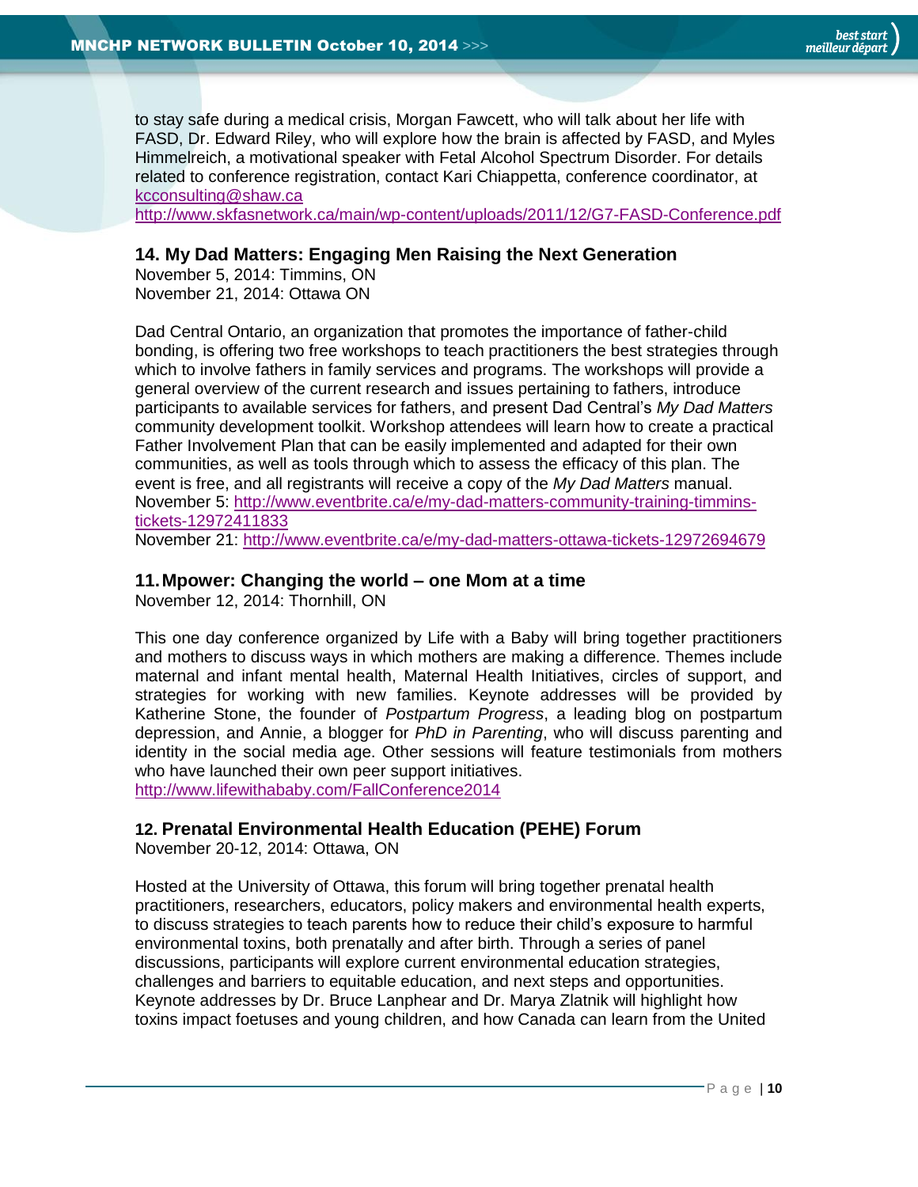to stay safe during a medical crisis, Morgan Fawcett, who will talk about her life with FASD, Dr. Edward Riley, who will explore how the brain is affected by FASD, and Myles Himmelreich, a motivational speaker with Fetal Alcohol Spectrum Disorder. For details related to conference registration, contact Kari Chiappetta, conference coordinator, at kcconsulting@shaw.ca
http://www.skfasnetwork.ca/main/wp-content/uploads/2011/12/G7-FASD-Conference.pdf

### 14. My Dad Matters: Engaging Men Raising the Next Generation

November 5, 2014: Timmins, ON
November 21, 2014: Ottawa ON

Dad Central Ontario, an organization that promotes the importance of father-child bonding, is offering two free workshops to teach practitioners the best strategies through which to involve fathers in family services and programs. The workshops will provide a general overview of the current research and issues pertaining to fathers, introduce participants to available services for fathers, and present Dad Central's *My Dad Matters* community development toolkit. Workshop attendees will learn how to create a practical Father Involvement Plan that can be easily implemented and adapted for their own communities, as well as tools through which to assess the efficacy of this plan. The event is free, and all registrants will receive a copy of the *My Dad Matters* manual.
November 5: http://www.eventbrite.ca/e/my-dad-matters-community-training-timmins-tickets-12972411833
November 21: http://www.eventbrite.ca/e/my-dad-matters-ottawa-tickets-12972694679

### 11. Mpower: Changing the world – one Mom at a time

November 12, 2014: Thornhill, ON

This one day conference organized by Life with a Baby will bring together practitioners and mothers to discuss ways in which mothers are making a difference. Themes include maternal and infant mental health, Maternal Health Initiatives, circles of support, and strategies for working with new families. Keynote addresses will be provided by Katherine Stone, the founder of *Postpartum Progress*, a leading blog on postpartum depression, and Annie, a blogger for *PhD in Parenting*, who will discuss parenting and identity in the social media age. Other sessions will feature testimonials from mothers who have launched their own peer support initiatives.
http://www.lifewithababy.com/FallConference2014

### 12. Prenatal Environmental Health Education (PEHE) Forum

November 20-12, 2014: Ottawa, ON

Hosted at the University of Ottawa, this forum will bring together prenatal health practitioners, researchers, educators, policy makers and environmental health experts, to discuss strategies to teach parents how to reduce their child's exposure to harmful environmental toxins, both prenatally and after birth. Through a series of panel discussions, participants will explore current environmental education strategies, challenges and barriers to equitable education, and next steps and opportunities. Keynote addresses by Dr. Bruce Lanphear and Dr. Marya Zlatnik will highlight how toxins impact foetuses and young children, and how Canada can learn from the United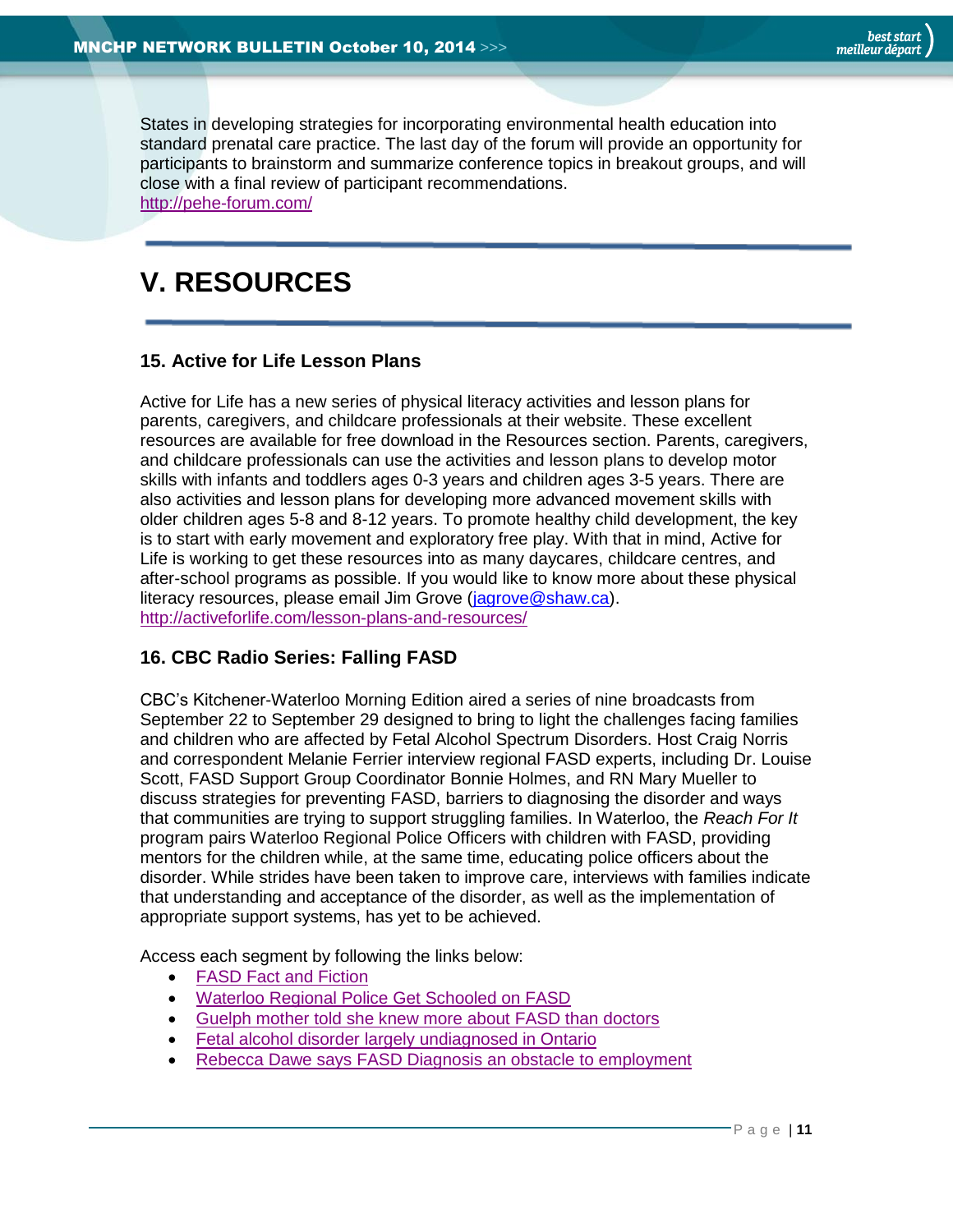States in developing strategies for incorporating environmental health education into standard prenatal care practice. The last day of the forum will provide an opportunity for participants to brainstorm and summarize conference topics in breakout groups, and will close with a final review of participant recommendations.
http://pehe-forum.com/

# V. RESOURCES

### 15. Active for Life Lesson Plans

Active for Life has a new series of physical literacy activities and lesson plans for parents, caregivers, and childcare professionals at their website. These excellent resources are available for free download in the Resources section. Parents, caregivers, and childcare professionals can use the activities and lesson plans to develop motor skills with infants and toddlers ages 0-3 years and children ages 3-5 years. There are also activities and lesson plans for developing more advanced movement skills with older children ages 5-8 and 8-12 years. To promote healthy child development, the key is to start with early movement and exploratory free play. With that in mind, Active for Life is working to get these resources into as many daycares, childcare centres, and after-school programs as possible. If you would like to know more about these physical literacy resources, please email Jim Grove (jagrove@shaw.ca).
http://activeforlife.com/lesson-plans-and-resources/

### 16. CBC Radio Series: Falling FASD

CBC's Kitchener-Waterloo Morning Edition aired a series of nine broadcasts from September 22 to September 29 designed to bring to light the challenges facing families and children who are affected by Fetal Alcohol Spectrum Disorders. Host Craig Norris and correspondent Melanie Ferrier interview regional FASD experts, including Dr. Louise Scott, FASD Support Group Coordinator Bonnie Holmes, and RN Mary Mueller to discuss strategies for preventing FASD, barriers to diagnosing the disorder and ways that communities are trying to support struggling families. In Waterloo, the *Reach For It* program pairs Waterloo Regional Police Officers with children with FASD, providing mentors for the children while, at the same time, educating police officers about the disorder. While strides have been taken to improve care, interviews with families indicate that understanding and acceptance of the disorder, as well as the implementation of appropriate support systems, has yet to be achieved.

Access each segment by following the links below:

- FASD Fact and Fiction
- Waterloo Regional Police Get Schooled on FASD
- Guelph mother told she knew more about FASD than doctors
- Fetal alcohol disorder largely undiagnosed in Ontario
- Rebecca Dawe says FASD Diagnosis an obstacle to employment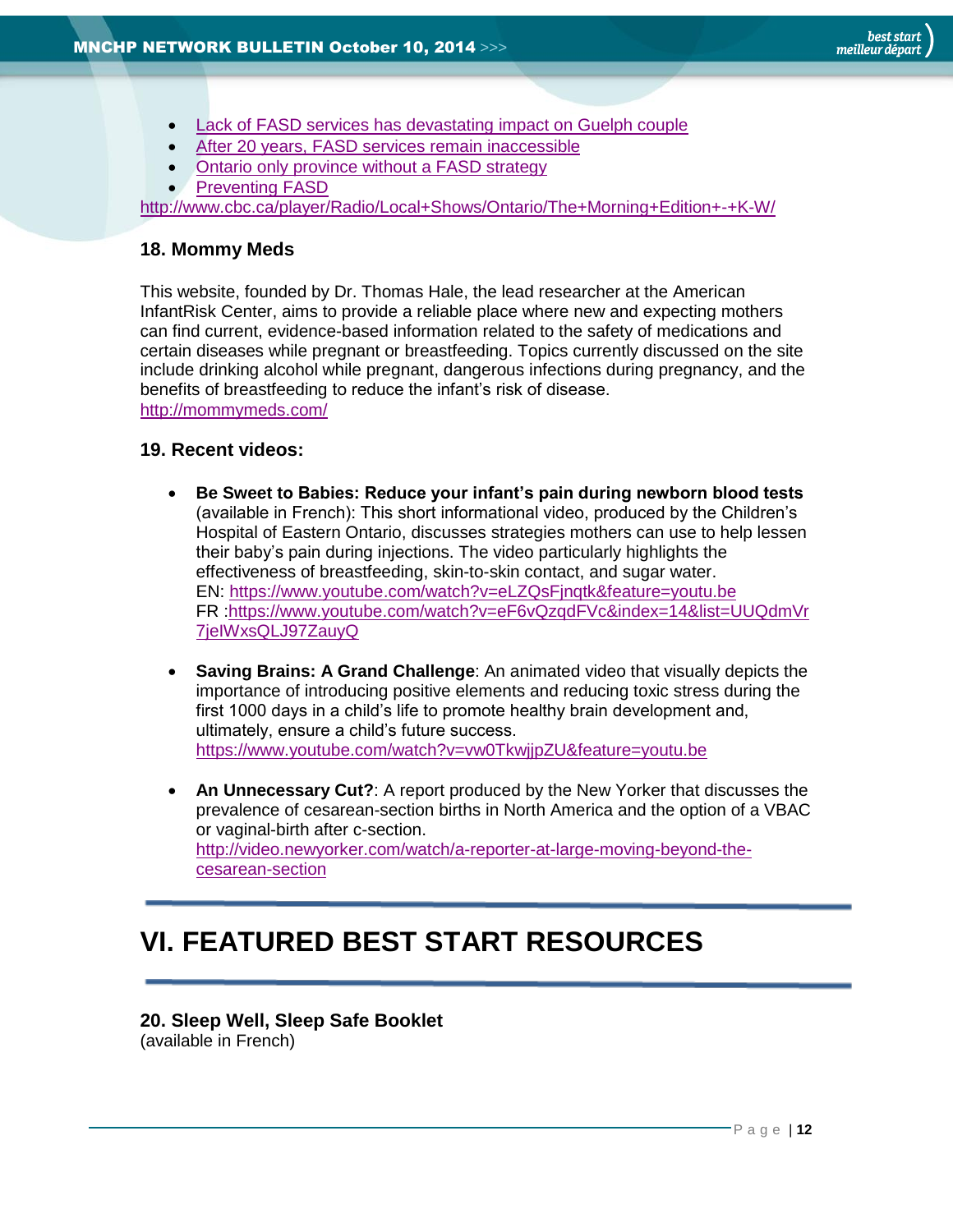- [Lack of FASD services has devastating impact on Guelph couple]
- [After 20 years, FASD services remain inaccessible]
- [Ontario only province without a FASD strategy]
- [Preventing FASD]

http://www.cbc.ca/player/Radio/Local+Shows/Ontario/The+Morning+Edition+-+K-W/

### 18. Mommy Meds

This website, founded by Dr. Thomas Hale, the lead researcher at the American InfantRisk Center, aims to provide a reliable place where new and expecting mothers can find current, evidence-based information related to the safety of medications and certain diseases while pregnant or breastfeeding. Topics currently discussed on the site include drinking alcohol while pregnant, dangerous infections during pregnancy, and the benefits of breastfeeding to reduce the infant's risk of disease.
http://mommymeds.com/

### 19. Recent videos:

- **Be Sweet to Babies: Reduce your infant's pain during newborn blood tests** (available in French): This short informational video, produced by the Children's Hospital of Eastern Ontario, discusses strategies mothers can use to help lessen their baby's pain during injections. The video particularly highlights the effectiveness of breastfeeding, skin-to-skin contact, and sugar water.
  EN: https://www.youtube.com/watch?v=eLZQsFjnqtk&feature=youtu.be
  FR :https://www.youtube.com/watch?v=eF6vQzqdFVc&index=14&list=UUQdmVr7jeIWxsQLJ97ZauyQ

- **Saving Brains: A Grand Challenge**: An animated video that visually depicts the importance of introducing positive elements and reducing toxic stress during the first 1000 days in a child's life to promote healthy brain development and, ultimately, ensure a child's future success.
  https://www.youtube.com/watch?v=vw0TkwjjpZU&feature=youtu.be

- **An Unnecessary Cut?**: A report produced by the New Yorker that discusses the prevalence of cesarean-section births in North America and the option of a VBAC or vaginal-birth after c-section.
  http://video.newyorker.com/watch/a-reporter-at-large-moving-beyond-the-cesarean-section

## VI. FEATURED BEST START RESOURCES

### 20. Sleep Well, Sleep Safe Booklet

(available in French)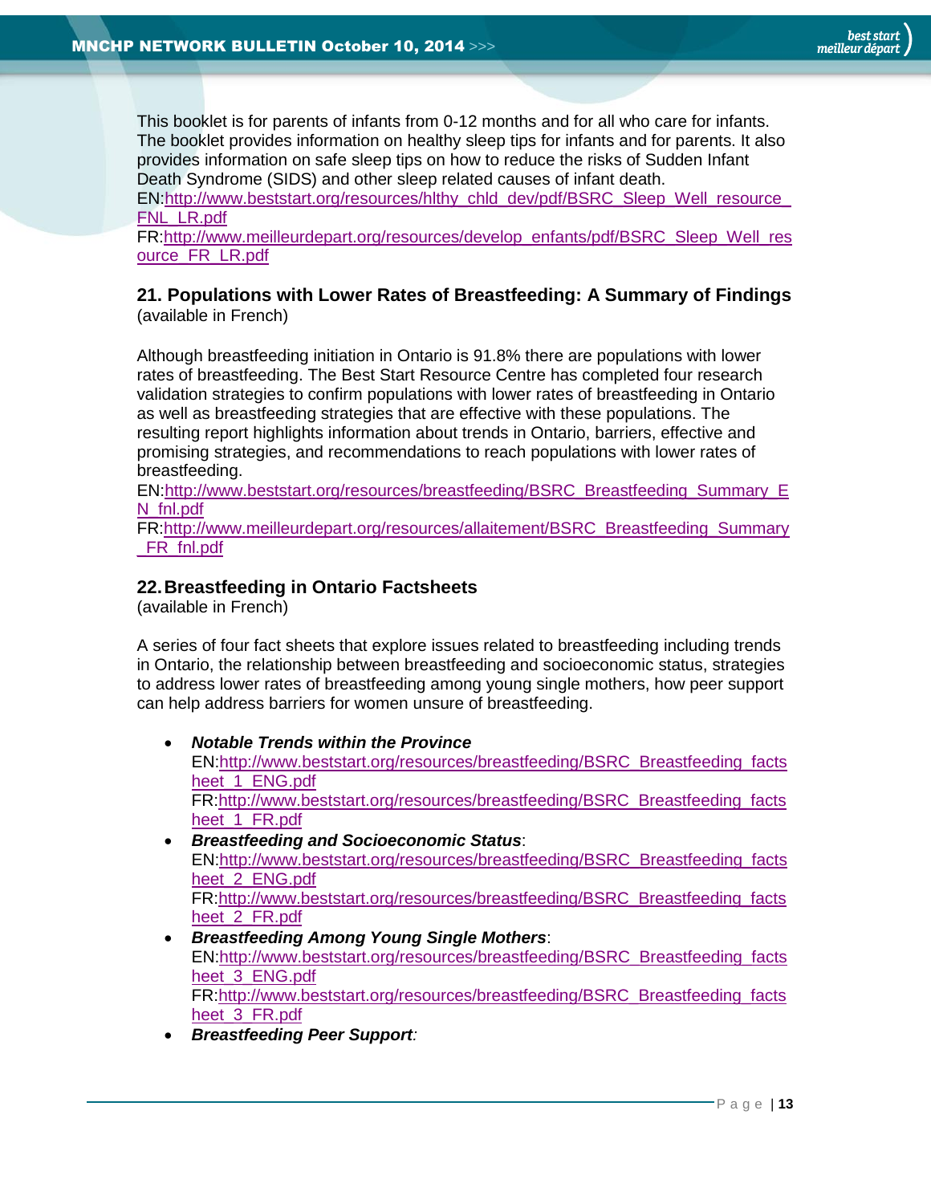This booklet is for parents of infants from 0-12 months and for all who care for infants. The booklet provides information on healthy sleep tips for infants and for parents. It also provides information on safe sleep tips on how to reduce the risks of Sudden Infant Death Syndrome (SIDS) and other sleep related causes of infant death.
EN:[http://www.beststart.org/resources/hlthy_chld_dev/pdf/BSRC_Sleep_Well_resource_FNL_LR.pdf](http://www.beststart.org/resources/hlthy_chld_dev/pdf/BSRC_Sleep_Well_resource_FNL_LR.pdf)
FR:[http://www.meilleurdepart.org/resources/develop_enfants/pdf/BSRC_Sleep_Well_resource_FR_LR.pdf](http://www.meilleurdepart.org/resources/develop_enfants/pdf/BSRC_Sleep_Well_resource_FR_LR.pdf)

### 21. Populations with Lower Rates of Breastfeeding: A Summary of Findings

(available in French)

Although breastfeeding initiation in Ontario is 91.8% there are populations with lower rates of breastfeeding. The Best Start Resource Centre has completed four research validation strategies to confirm populations with lower rates of breastfeeding in Ontario as well as breastfeeding strategies that are effective with these populations. The resulting report highlights information about trends in Ontario, barriers, effective and promising strategies, and recommendations to reach populations with lower rates of breastfeeding.
EN:[http://www.beststart.org/resources/breastfeeding/BSRC_Breastfeeding_Summary_EN_fnl.pdf](http://www.beststart.org/resources/breastfeeding/BSRC_Breastfeeding_Summary_EN_fnl.pdf)
FR:[http://www.meilleurdepart.org/resources/allaitement/BSRC_Breastfeeding_Summary_FR_fnl.pdf](http://www.meilleurdepart.org/resources/allaitement/BSRC_Breastfeeding_Summary_FR_fnl.pdf)

### 22. Breastfeeding in Ontario Factsheets

(available in French)

A series of four fact sheets that explore issues related to breastfeeding including trends in Ontario, the relationship between breastfeeding and socioeconomic status, strategies to address lower rates of breastfeeding among young single mothers, how peer support can help address barriers for women unsure of breastfeeding.

- ***Notable Trends within the Province***
  EN:[http://www.beststart.org/resources/breastfeeding/BSRC_Breastfeeding_factsheet_1_ENG.pdf](http://www.beststart.org/resources/breastfeeding/BSRC_Breastfeeding_factsheet_1_ENG.pdf)
  FR:[http://www.beststart.org/resources/breastfeeding/BSRC_Breastfeeding_factsheet_1_FR.pdf](http://www.beststart.org/resources/breastfeeding/BSRC_Breastfeeding_factsheet_1_FR.pdf)
- ***Breastfeeding and Socioeconomic Status***:
  EN:[http://www.beststart.org/resources/breastfeeding/BSRC_Breastfeeding_factsheet_2_ENG.pdf](http://www.beststart.org/resources/breastfeeding/BSRC_Breastfeeding_factsheet_2_ENG.pdf)
  FR:[http://www.beststart.org/resources/breastfeeding/BSRC_Breastfeeding_factsheet_2_FR.pdf](http://www.beststart.org/resources/breastfeeding/BSRC_Breastfeeding_factsheet_2_FR.pdf)
- ***Breastfeeding Among Young Single Mothers***:
  EN:[http://www.beststart.org/resources/breastfeeding/BSRC_Breastfeeding_factsheet_3_ENG.pdf](http://www.beststart.org/resources/breastfeeding/BSRC_Breastfeeding_factsheet_3_ENG.pdf)
  FR:[http://www.beststart.org/resources/breastfeeding/BSRC_Breastfeeding_factsheet_3_FR.pdf](http://www.beststart.org/resources/breastfeeding/BSRC_Breastfeeding_factsheet_3_FR.pdf)
- ***Breastfeeding Peer Support:***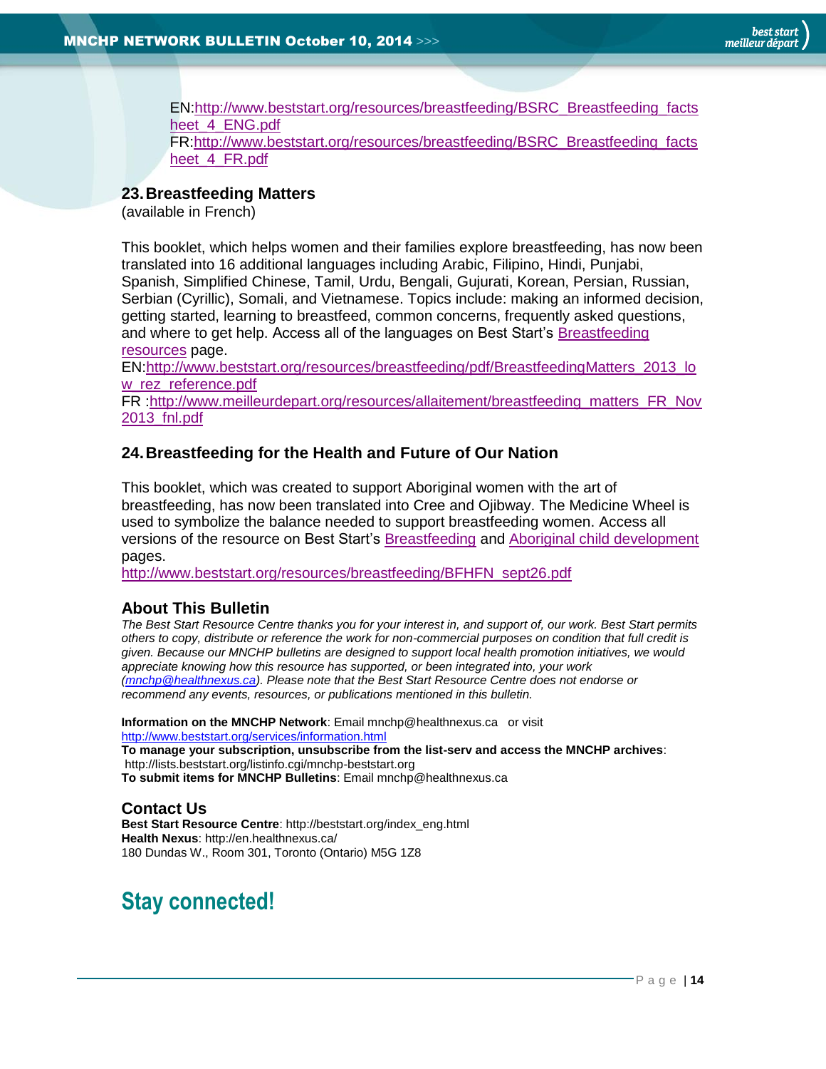EN:[http://www.beststart.org/resources/breastfeeding/BSRC_Breastfeeding_factsheet_4_ENG.pdf](http://www.beststart.org/resources/breastfeeding/BSRC_Breastfeeding_factsheet_4_ENG.pdf)
FR:[http://www.beststart.org/resources/breastfeeding/BSRC_Breastfeeding_factsheet_4_FR.pdf](http://www.beststart.org/resources/breastfeeding/BSRC_Breastfeeding_factsheet_4_FR.pdf)

### 23. Breastfeeding Matters

(available in French)

This booklet, which helps women and their families explore breastfeeding, has now been translated into 16 additional languages including Arabic, Filipino, Hindi, Punjabi, Spanish, Simplified Chinese, Tamil, Urdu, Bengali, Gujurati, Korean, Persian, Russian, Serbian (Cyrillic), Somali, and Vietnamese. Topics include: making an informed decision, getting started, learning to breastfeed, common concerns, frequently asked questions, and where to get help. Access all of the languages on Best Start's Breastfeeding resources page.
EN:[http://www.beststart.org/resources/breastfeeding/pdf/BreastfeedingMatters_2013_low_rez_reference.pdf](http://www.beststart.org/resources/breastfeeding/pdf/BreastfeedingMatters_2013_low_rez_reference.pdf)
FR :[http://www.meilleurdepart.org/resources/allaitement/breastfeeding_matters_FR_Nov2013_fnl.pdf](http://www.meilleurdepart.org/resources/allaitement/breastfeeding_matters_FR_Nov2013_fnl.pdf)

### 24. Breastfeeding for the Health and Future of Our Nation

This booklet, which was created to support Aboriginal women with the art of breastfeeding, has now been translated into Cree and Ojibway. The Medicine Wheel is used to symbolize the balance needed to support breastfeeding women. Access all versions of the resource on Best Start's Breastfeeding and Aboriginal child development pages.
[http://www.beststart.org/resources/breastfeeding/BFHFN_sept26.pdf](http://www.beststart.org/resources/breastfeeding/BFHFN_sept26.pdf)

## About This Bulletin

*The Best Start Resource Centre thanks you for your interest in, and support of, our work. Best Start permits others to copy, distribute or reference the work for non-commercial purposes on condition that full credit is given. Because our MNCHP bulletins are designed to support local health promotion initiatives, we would appreciate knowing how this resource has supported, or been integrated into, your work (mnchp@healthnexus.ca). Please note that the Best Start Resource Centre does not endorse or recommend any events, resources, or publications mentioned in this bulletin.*

**Information on the MNCHP Network**: Email mnchp@healthnexus.ca or visit [http://www.beststart.org/services/information.html](http://www.beststart.org/services/information.html)
**To manage your subscription, unsubscribe from the list-serv and access the MNCHP archives**: http://lists.beststart.org/listinfo.cgi/mnchp-beststart.org
**To submit items for MNCHP Bulletins**: Email mnchp@healthnexus.ca

## Contact Us

**Best Start Resource Centre**: http://beststart.org/index_eng.html
**Health Nexus**: http://en.healthnexus.ca/
180 Dundas W., Room 301, Toronto (Ontario) M5G 1Z8

# Stay connected!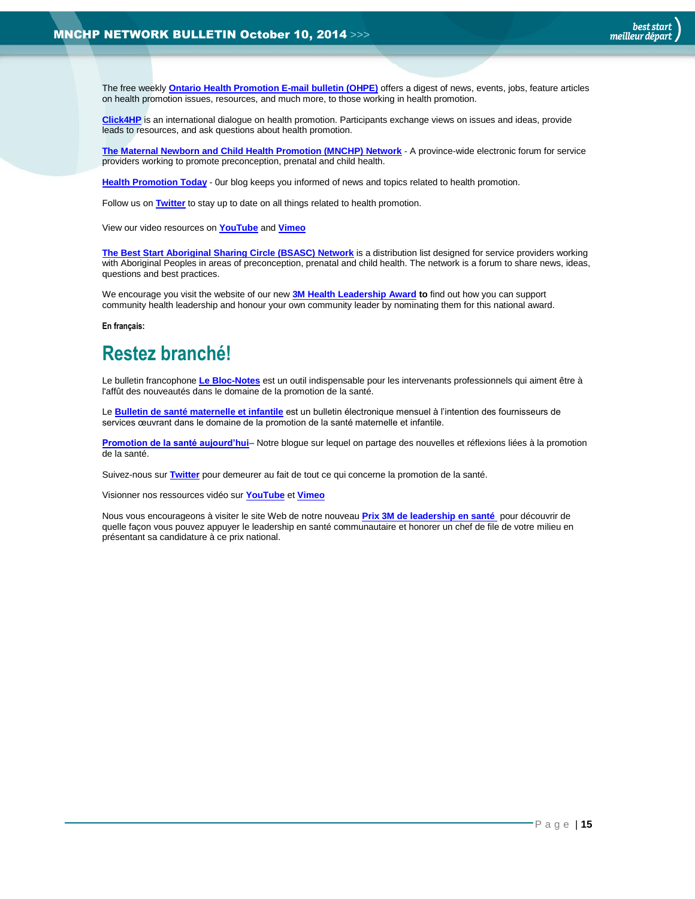The free weekly **Ontario Health Promotion E-mail bulletin (OHPE)** offers a digest of news, events, jobs, feature articles on health promotion issues, resources, and much more, to those working in health promotion.

**Click4HP** is an international dialogue on health promotion. Participants exchange views on issues and ideas, provide leads to resources, and ask questions about health promotion.

**The Maternal Newborn and Child Health Promotion (MNCHP) Network** - A province-wide electronic forum for service providers working to promote preconception, prenatal and child health.

**Health Promotion Today** - 0ur blog keeps you informed of news and topics related to health promotion.

Follow us on **Twitter** to stay up to date on all things related to health promotion.

View our video resources on **YouTube** and **Vimeo**

**The Best Start Aboriginal Sharing Circle (BSASC) Network** is a distribution list designed for service providers working with Aboriginal Peoples in areas of preconception, prenatal and child health. The network is a forum to share news, ideas, questions and best practices.

We encourage you visit the website of our new **3M Health Leadership Award** **to** find out how you can support community health leadership and honour your own community leader by nominating them for this national award.

**En français:**

# Restez branché!

Le bulletin francophone **Le Bloc-Notes** est un outil indispensable pour les intervenants professionnels qui aiment être à l'affût des nouveautés dans le domaine de la promotion de la santé.

Le **Bulletin de santé maternelle et infantile** est un bulletin électronique mensuel à l'intention des fournisseurs de services œuvrant dans le domaine de la promotion de la santé maternelle et infantile.

**Promotion de la santé aujourd'hui**– Notre blogue sur lequel on partage des nouvelles et réflexions liées à la promotion de la santé.

Suivez-nous sur **Twitter** pour demeurer au fait de tout ce qui concerne la promotion de la santé.

Visionner nos ressources vidéo sur **YouTube** et **Vimeo**

Nous vous encourageons à visiter le site Web de notre nouveau **Prix 3M de leadership en santé** pour découvrir de quelle façon vous pouvez appuyer le leadership en santé communautaire et honorer un chef de file de votre milieu en présentant sa candidature à ce prix national.